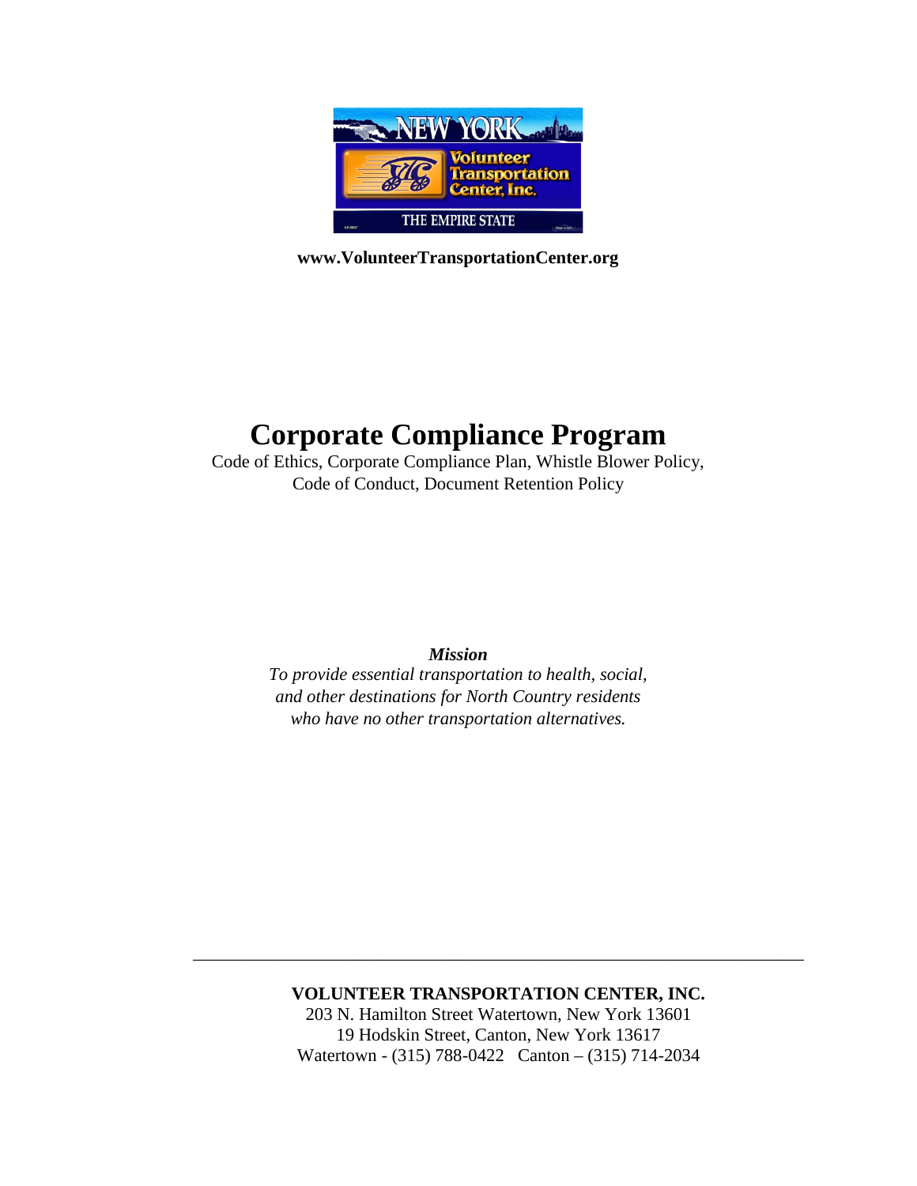**www.VolunteerTransportationCenter.org**

# Corporate Compliance Program

Code of Ethics, Corporate Compliance Plan, Whistle Blower Policy,
Code of Conduct, Document Retention Policy

***Mission***

*To provide essential transportation to health, social, and other destinations for North Country residents who have no other transportation alternatives.*

---

**VOLUNTEER TRANSPORTATION CENTER, INC.**
203 N. Hamilton Street Watertown, New York 13601
19 Hodskin Street, Canton, New York 13617
Watertown - (315) 788-0422 Canton – (315) 714-2034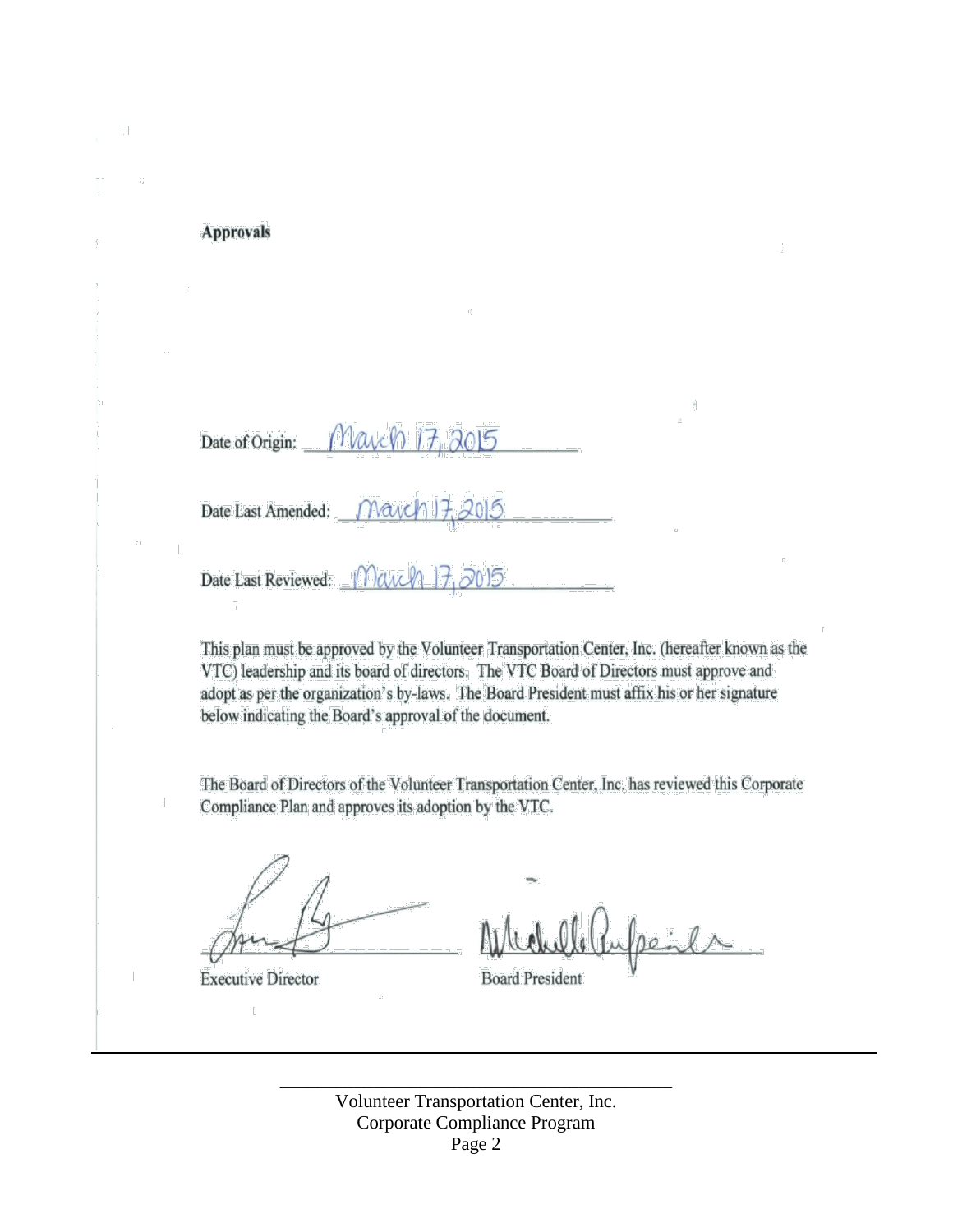**Approvals**

Date of Origin: March 17, 2015

Date Last Amended: March 17, 2015

Date Last Reviewed: March 17, 2015

This plan must be approved by the Volunteer Transportation Center, Inc. (hereafter known as the VTC) leadership and its board of directors. The VTC Board of Directors must approve and adopt as per the organization's by-laws. The Board President must affix his or her signature below indicating the Board's approval of the document.

The Board of Directors of the Volunteer Transportation Center, Inc. has reviewed this Corporate Compliance Plan and approves its adoption by the VTC.

Executive Director

Board President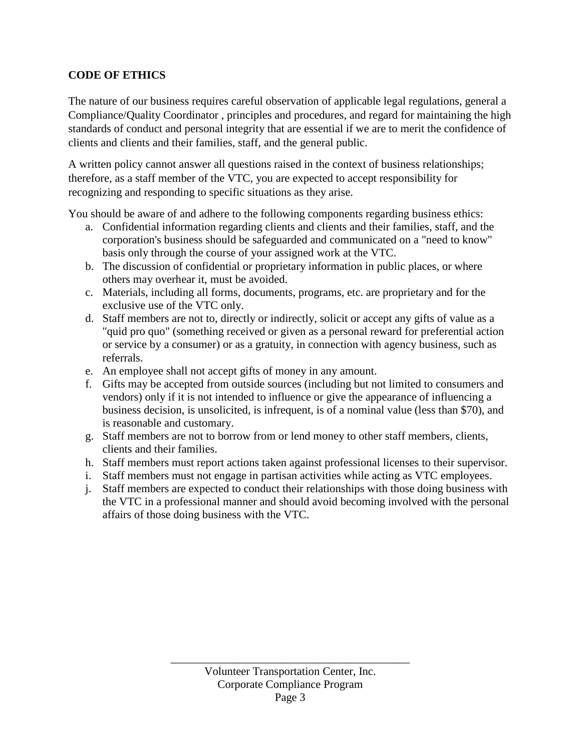## CODE OF ETHICS

The nature of our business requires careful observation of applicable legal regulations, general a Compliance/Quality Coordinator , principles and procedures, and regard for maintaining the high standards of conduct and personal integrity that are essential if we are to merit the confidence of clients and clients and their families, staff, and the general public.

A written policy cannot answer all questions raised in the context of business relationships; therefore, as a staff member of the VTC, you are expected to accept responsibility for recognizing and responding to specific situations as they arise.

You should be aware of and adhere to the following components regarding business ethics:

a. Confidential information regarding clients and clients and their families, staff, and the corporation's business should be safeguarded and communicated on a "need to know" basis only through the course of your assigned work at the VTC.
b. The discussion of confidential or proprietary information in public places, or where others may overhear it, must be avoided.
c. Materials, including all forms, documents, programs, etc. are proprietary and for the exclusive use of the VTC only.
d. Staff members are not to, directly or indirectly, solicit or accept any gifts of value as a "quid pro quo" (something received or given as a personal reward for preferential action or service by a consumer) or as a gratuity, in connection with agency business, such as referrals.
e. An employee shall not accept gifts of money in any amount.
f. Gifts may be accepted from outside sources (including but not limited to consumers and vendors) only if it is not intended to influence or give the appearance of influencing a business decision, is unsolicited, is infrequent, is of a nominal value (less than $70), and is reasonable and customary.
g. Staff members are not to borrow from or lend money to other staff members, clients, clients and their families.
h. Staff members must report actions taken against professional licenses to their supervisor.
i. Staff members must not engage in partisan activities while acting as VTC employees.
j. Staff members are expected to conduct their relationships with those doing business with the VTC in a professional manner and should avoid becoming involved with the personal affairs of those doing business with the VTC.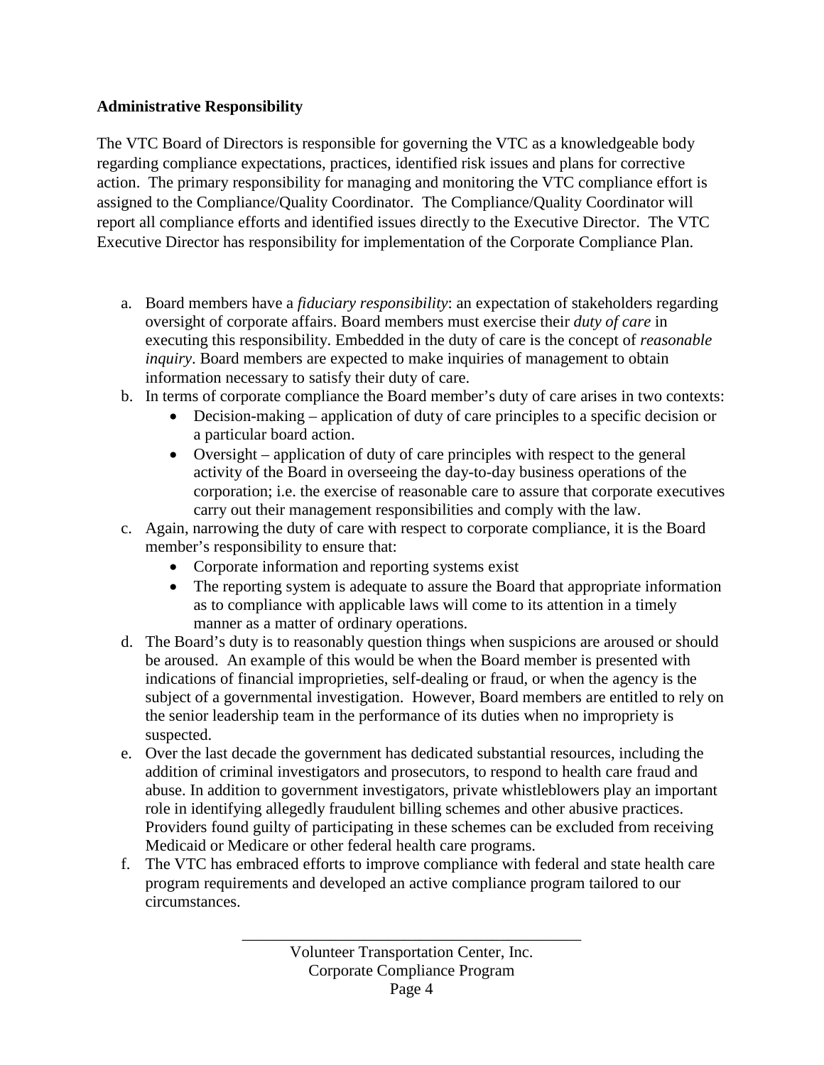**Administrative Responsibility**

The VTC Board of Directors is responsible for governing the VTC as a knowledgeable body regarding compliance expectations, practices, identified risk issues and plans for corrective action. The primary responsibility for managing and monitoring the VTC compliance effort is assigned to the Compliance/Quality Coordinator. The Compliance/Quality Coordinator will report all compliance efforts and identified issues directly to the Executive Director. The VTC Executive Director has responsibility for implementation of the Corporate Compliance Plan.

a. Board members have a *fiduciary responsibility*: an expectation of stakeholders regarding oversight of corporate affairs. Board members must exercise their *duty of care* in executing this responsibility. Embedded in the duty of care is the concept of *reasonable inquiry*. Board members are expected to make inquiries of management to obtain information necessary to satisfy their duty of care.

b. In terms of corporate compliance the Board member's duty of care arises in two contexts:
   - Decision-making – application of duty of care principles to a specific decision or a particular board action.
   - Oversight – application of duty of care principles with respect to the general activity of the Board in overseeing the day-to-day business operations of the corporation; i.e. the exercise of reasonable care to assure that corporate executives carry out their management responsibilities and comply with the law.

c. Again, narrowing the duty of care with respect to corporate compliance, it is the Board member's responsibility to ensure that:
   - Corporate information and reporting systems exist
   - The reporting system is adequate to assure the Board that appropriate information as to compliance with applicable laws will come to its attention in a timely manner as a matter of ordinary operations.

d. The Board's duty is to reasonably question things when suspicions are aroused or should be aroused. An example of this would be when the Board member is presented with indications of financial improprieties, self-dealing or fraud, or when the agency is the subject of a governmental investigation. However, Board members are entitled to rely on the senior leadership team in the performance of its duties when no impropriety is suspected.

e. Over the last decade the government has dedicated substantial resources, including the addition of criminal investigators and prosecutors, to respond to health care fraud and abuse. In addition to government investigators, private whistleblowers play an important role in identifying allegedly fraudulent billing schemes and other abusive practices. Providers found guilty of participating in these schemes can be excluded from receiving Medicaid or Medicare or other federal health care programs.

f. The VTC has embraced efforts to improve compliance with federal and state health care program requirements and developed an active compliance program tailored to our circumstances.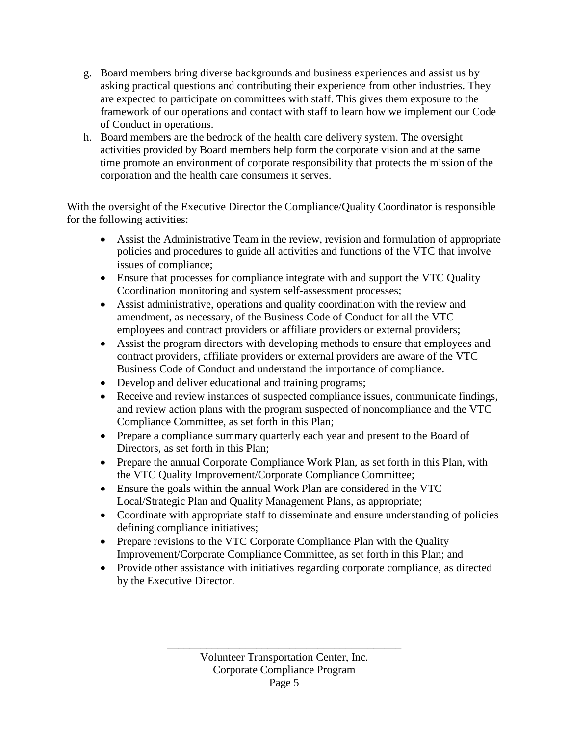g. Board members bring diverse backgrounds and business experiences and assist us by asking practical questions and contributing their experience from other industries. They are expected to participate on committees with staff. This gives them exposure to the framework of our operations and contact with staff to learn how we implement our Code of Conduct in operations.
h. Board members are the bedrock of the health care delivery system. The oversight activities provided by Board members help form the corporate vision and at the same time promote an environment of corporate responsibility that protects the mission of the corporation and the health care consumers it serves.

With the oversight of the Executive Director the Compliance/Quality Coordinator is responsible for the following activities:

- Assist the Administrative Team in the review, revision and formulation of appropriate policies and procedures to guide all activities and functions of the VTC that involve issues of compliance;
- Ensure that processes for compliance integrate with and support the VTC Quality Coordination monitoring and system self-assessment processes;
- Assist administrative, operations and quality coordination with the review and amendment, as necessary, of the Business Code of Conduct for all the VTC employees and contract providers or affiliate providers or external providers;
- Assist the program directors with developing methods to ensure that employees and contract providers, affiliate providers or external providers are aware of the VTC Business Code of Conduct and understand the importance of compliance.
- Develop and deliver educational and training programs;
- Receive and review instances of suspected compliance issues, communicate findings, and review action plans with the program suspected of noncompliance and the VTC Compliance Committee, as set forth in this Plan;
- Prepare a compliance summary quarterly each year and present to the Board of Directors, as set forth in this Plan;
- Prepare the annual Corporate Compliance Work Plan, as set forth in this Plan, with the VTC Quality Improvement/Corporate Compliance Committee;
- Ensure the goals within the annual Work Plan are considered in the VTC Local/Strategic Plan and Quality Management Plans, as appropriate;
- Coordinate with appropriate staff to disseminate and ensure understanding of policies defining compliance initiatives;
- Prepare revisions to the VTC Corporate Compliance Plan with the Quality Improvement/Corporate Compliance Committee, as set forth in this Plan; and
- Provide other assistance with initiatives regarding corporate compliance, as directed by the Executive Director.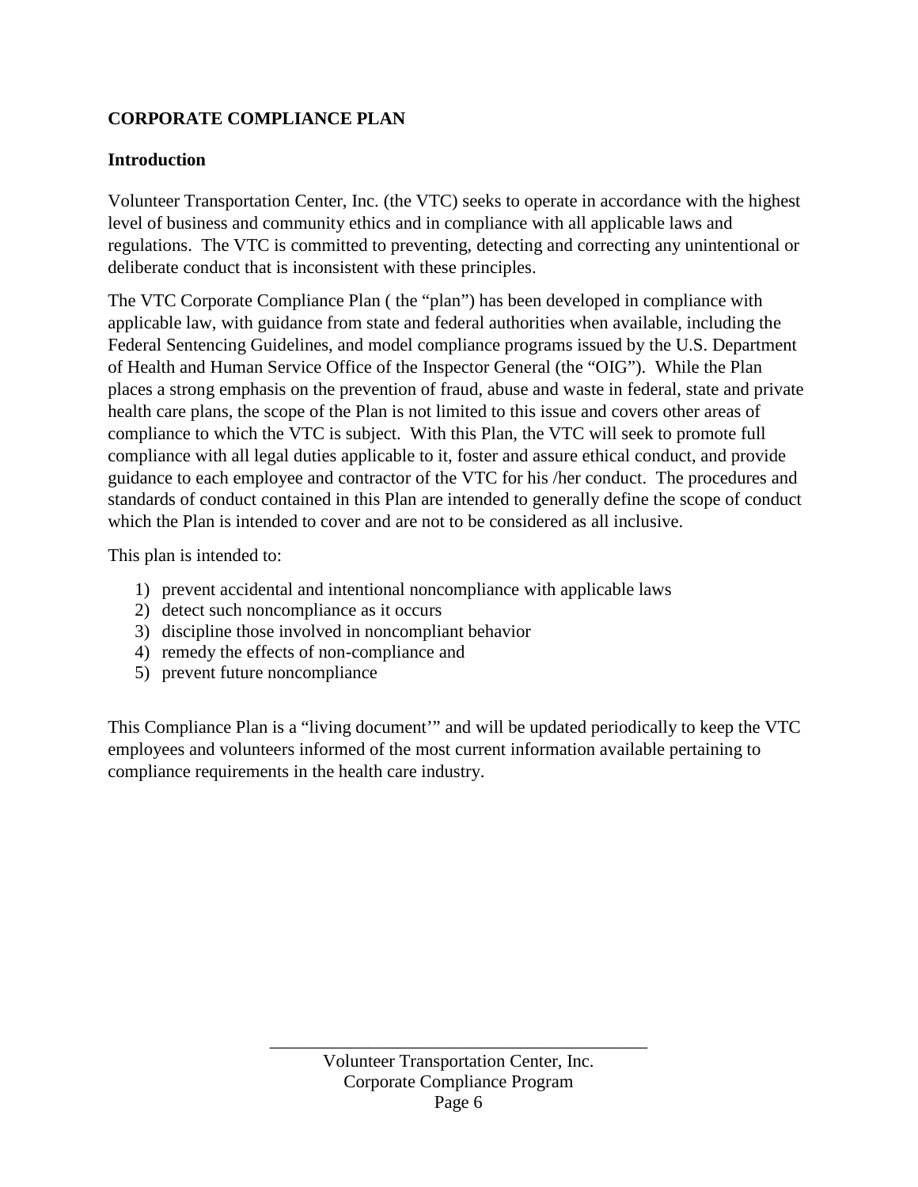**CORPORATE COMPLIANCE PLAN**

**Introduction**

Volunteer Transportation Center, Inc. (the VTC) seeks to operate in accordance with the highest level of business and community ethics and in compliance with all applicable laws and regulations. The VTC is committed to preventing, detecting and correcting any unintentional or deliberate conduct that is inconsistent with these principles.

The VTC Corporate Compliance Plan ( the "plan") has been developed in compliance with applicable law, with guidance from state and federal authorities when available, including the Federal Sentencing Guidelines, and model compliance programs issued by the U.S. Department of Health and Human Service Office of the Inspector General (the "OIG"). While the Plan places a strong emphasis on the prevention of fraud, abuse and waste in federal, state and private health care plans, the scope of the Plan is not limited to this issue and covers other areas of compliance to which the VTC is subject. With this Plan, the VTC will seek to promote full compliance with all legal duties applicable to it, foster and assure ethical conduct, and provide guidance to each employee and contractor of the VTC for his /her conduct. The procedures and standards of conduct contained in this Plan are intended to generally define the scope of conduct which the Plan is intended to cover and are not to be considered as all inclusive.

This plan is intended to:

1) prevent accidental and intentional noncompliance with applicable laws
2) detect such noncompliance as it occurs
3) discipline those involved in noncompliant behavior
4) remedy the effects of non-compliance and
5) prevent future noncompliance

This Compliance Plan is a "living document'" and will be updated periodically to keep the VTC employees and volunteers informed of the most current information available pertaining to compliance requirements in the health care industry.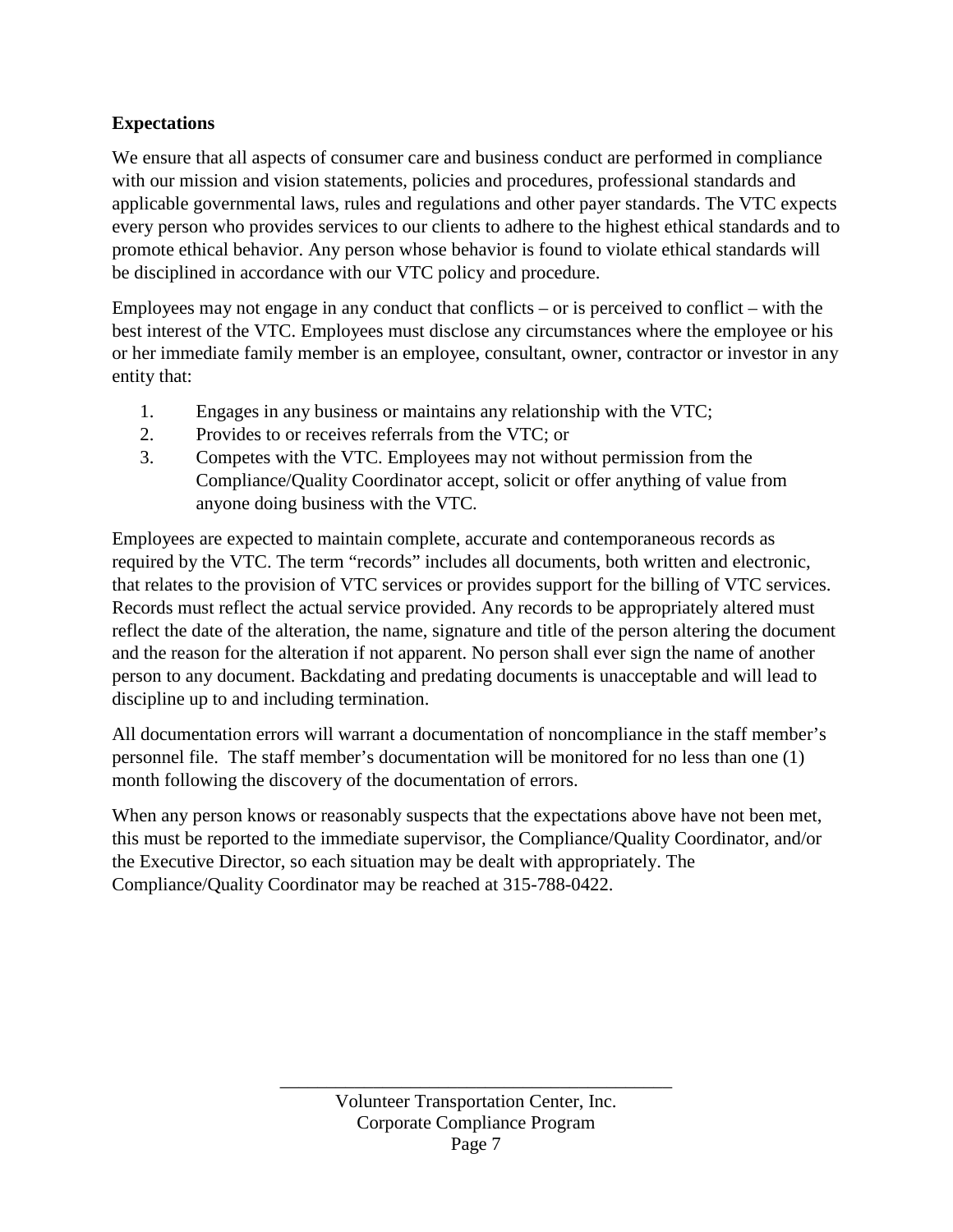**Expectations**

We ensure that all aspects of consumer care and business conduct are performed in compliance with our mission and vision statements, policies and procedures, professional standards and applicable governmental laws, rules and regulations and other payer standards. The VTC expects every person who provides services to our clients to adhere to the highest ethical standards and to promote ethical behavior. Any person whose behavior is found to violate ethical standards will be disciplined in accordance with our VTC policy and procedure.

Employees may not engage in any conduct that conflicts – or is perceived to conflict – with the best interest of the VTC. Employees must disclose any circumstances where the employee or his or her immediate family member is an employee, consultant, owner, contractor or investor in any entity that:

1. Engages in any business or maintains any relationship with the VTC;
2. Provides to or receives referrals from the VTC; or
3. Competes with the VTC. Employees may not without permission from the Compliance/Quality Coordinator accept, solicit or offer anything of value from anyone doing business with the VTC.

Employees are expected to maintain complete, accurate and contemporaneous records as required by the VTC. The term "records" includes all documents, both written and electronic, that relates to the provision of VTC services or provides support for the billing of VTC services. Records must reflect the actual service provided. Any records to be appropriately altered must reflect the date of the alteration, the name, signature and title of the person altering the document and the reason for the alteration if not apparent. No person shall ever sign the name of another person to any document. Backdating and predating documents is unacceptable and will lead to discipline up to and including termination.

All documentation errors will warrant a documentation of noncompliance in the staff member's personnel file. The staff member's documentation will be monitored for no less than one (1) month following the discovery of the documentation of errors.

When any person knows or reasonably suspects that the expectations above have not been met, this must be reported to the immediate supervisor, the Compliance/Quality Coordinator, and/or the Executive Director, so each situation may be dealt with appropriately. The Compliance/Quality Coordinator may be reached at 315-788-0422.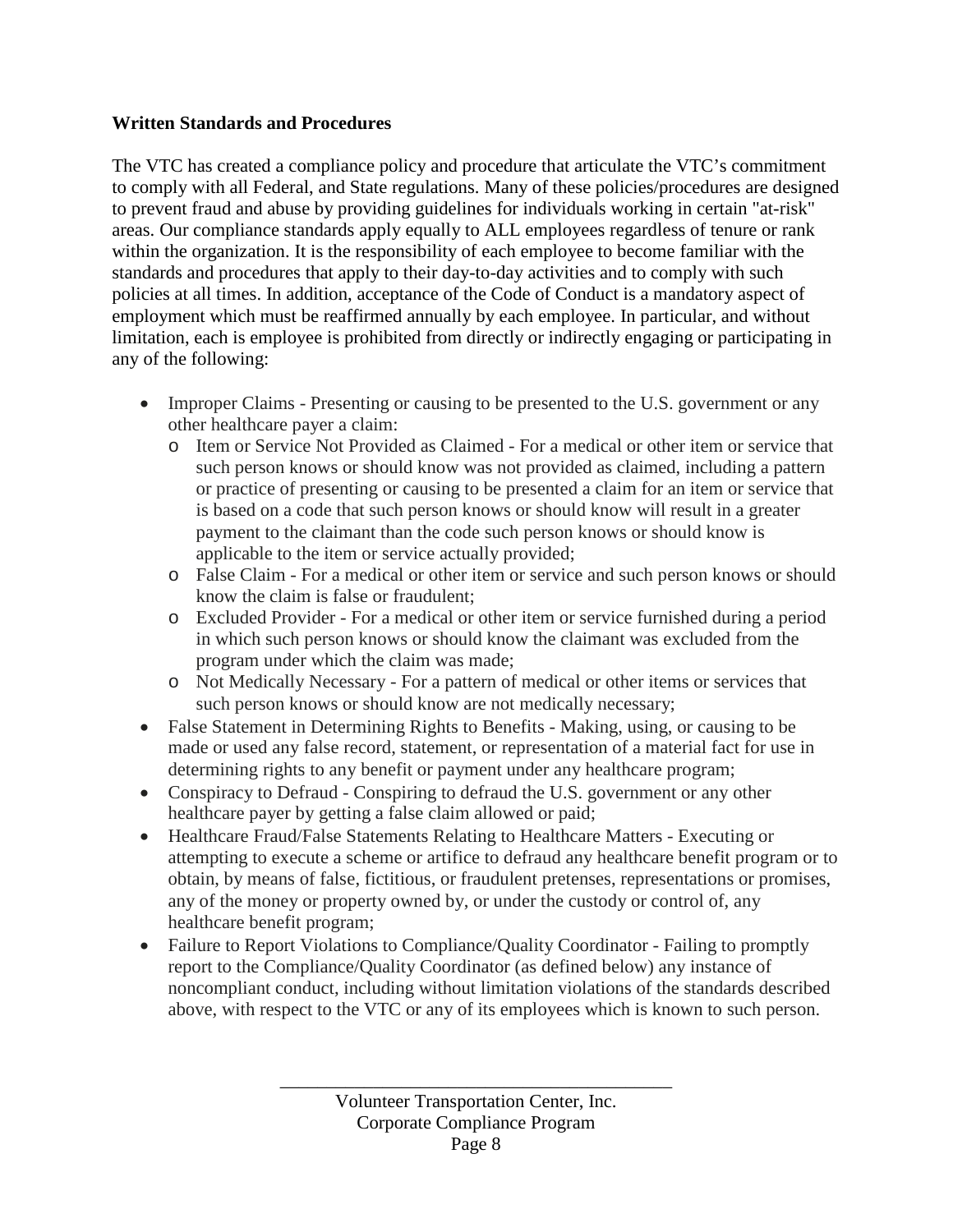**Written Standards and Procedures**

The VTC has created a compliance policy and procedure that articulate the VTC's commitment to comply with all Federal, and State regulations. Many of these policies/procedures are designed to prevent fraud and abuse by providing guidelines for individuals working in certain "at-risk" areas. Our compliance standards apply equally to ALL employees regardless of tenure or rank within the organization. It is the responsibility of each employee to become familiar with the standards and procedures that apply to their day-to-day activities and to comply with such policies at all times. In addition, acceptance of the Code of Conduct is a mandatory aspect of employment which must be reaffirmed annually by each employee. In particular, and without limitation, each is employee is prohibited from directly or indirectly engaging or participating in any of the following:

- Improper Claims - Presenting or causing to be presented to the U.S. government or any other healthcare payer a claim:
  - Item or Service Not Provided as Claimed - For a medical or other item or service that such person knows or should know was not provided as claimed, including a pattern or practice of presenting or causing to be presented a claim for an item or service that is based on a code that such person knows or should know will result in a greater payment to the claimant than the code such person knows or should know is applicable to the item or service actually provided;
  - False Claim - For a medical or other item or service and such person knows or should know the claim is false or fraudulent;
  - Excluded Provider - For a medical or other item or service furnished during a period in which such person knows or should know the claimant was excluded from the program under which the claim was made;
  - Not Medically Necessary - For a pattern of medical or other items or services that such person knows or should know are not medically necessary;
- False Statement in Determining Rights to Benefits - Making, using, or causing to be made or used any false record, statement, or representation of a material fact for use in determining rights to any benefit or payment under any healthcare program;
- Conspiracy to Defraud - Conspiring to defraud the U.S. government or any other healthcare payer by getting a false claim allowed or paid;
- Healthcare Fraud/False Statements Relating to Healthcare Matters - Executing or attempting to execute a scheme or artifice to defraud any healthcare benefit program or to obtain, by means of false, fictitious, or fraudulent pretenses, representations or promises, any of the money or property owned by, or under the custody or control of, any healthcare benefit program;
- Failure to Report Violations to Compliance/Quality Coordinator - Failing to promptly report to the Compliance/Quality Coordinator (as defined below) any instance of noncompliant conduct, including without limitation violations of the standards described above, with respect to the VTC or any of its employees which is known to such person.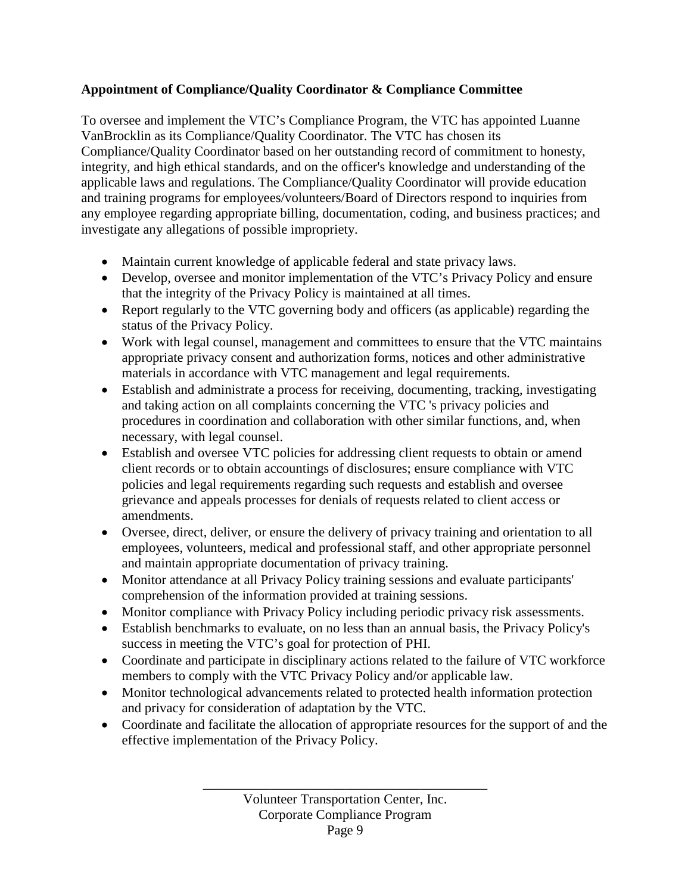**Appointment of Compliance/Quality Coordinator & Compliance Committee**

To oversee and implement the VTC's Compliance Program, the VTC has appointed Luanne VanBrocklin as its Compliance/Quality Coordinator. The VTC has chosen its Compliance/Quality Coordinator based on her outstanding record of commitment to honesty, integrity, and high ethical standards, and on the officer's knowledge and understanding of the applicable laws and regulations. The Compliance/Quality Coordinator will provide education and training programs for employees/volunteers/Board of Directors respond to inquiries from any employee regarding appropriate billing, documentation, coding, and business practices; and investigate any allegations of possible impropriety.

- Maintain current knowledge of applicable federal and state privacy laws.
- Develop, oversee and monitor implementation of the VTC's Privacy Policy and ensure that the integrity of the Privacy Policy is maintained at all times.
- Report regularly to the VTC governing body and officers (as applicable) regarding the status of the Privacy Policy.
- Work with legal counsel, management and committees to ensure that the VTC maintains appropriate privacy consent and authorization forms, notices and other administrative materials in accordance with VTC management and legal requirements.
- Establish and administrate a process for receiving, documenting, tracking, investigating and taking action on all complaints concerning the VTC 's privacy policies and procedures in coordination and collaboration with other similar functions, and, when necessary, with legal counsel.
- Establish and oversee VTC policies for addressing client requests to obtain or amend client records or to obtain accountings of disclosures; ensure compliance with VTC policies and legal requirements regarding such requests and establish and oversee grievance and appeals processes for denials of requests related to client access or amendments.
- Oversee, direct, deliver, or ensure the delivery of privacy training and orientation to all employees, volunteers, medical and professional staff, and other appropriate personnel and maintain appropriate documentation of privacy training.
- Monitor attendance at all Privacy Policy training sessions and evaluate participants' comprehension of the information provided at training sessions.
- Monitor compliance with Privacy Policy including periodic privacy risk assessments.
- Establish benchmarks to evaluate, on no less than an annual basis, the Privacy Policy's success in meeting the VTC's goal for protection of PHI.
- Coordinate and participate in disciplinary actions related to the failure of VTC workforce members to comply with the VTC Privacy Policy and/or applicable law.
- Monitor technological advancements related to protected health information protection and privacy for consideration of adaptation by the VTC.
- Coordinate and facilitate the allocation of appropriate resources for the support of and the effective implementation of the Privacy Policy.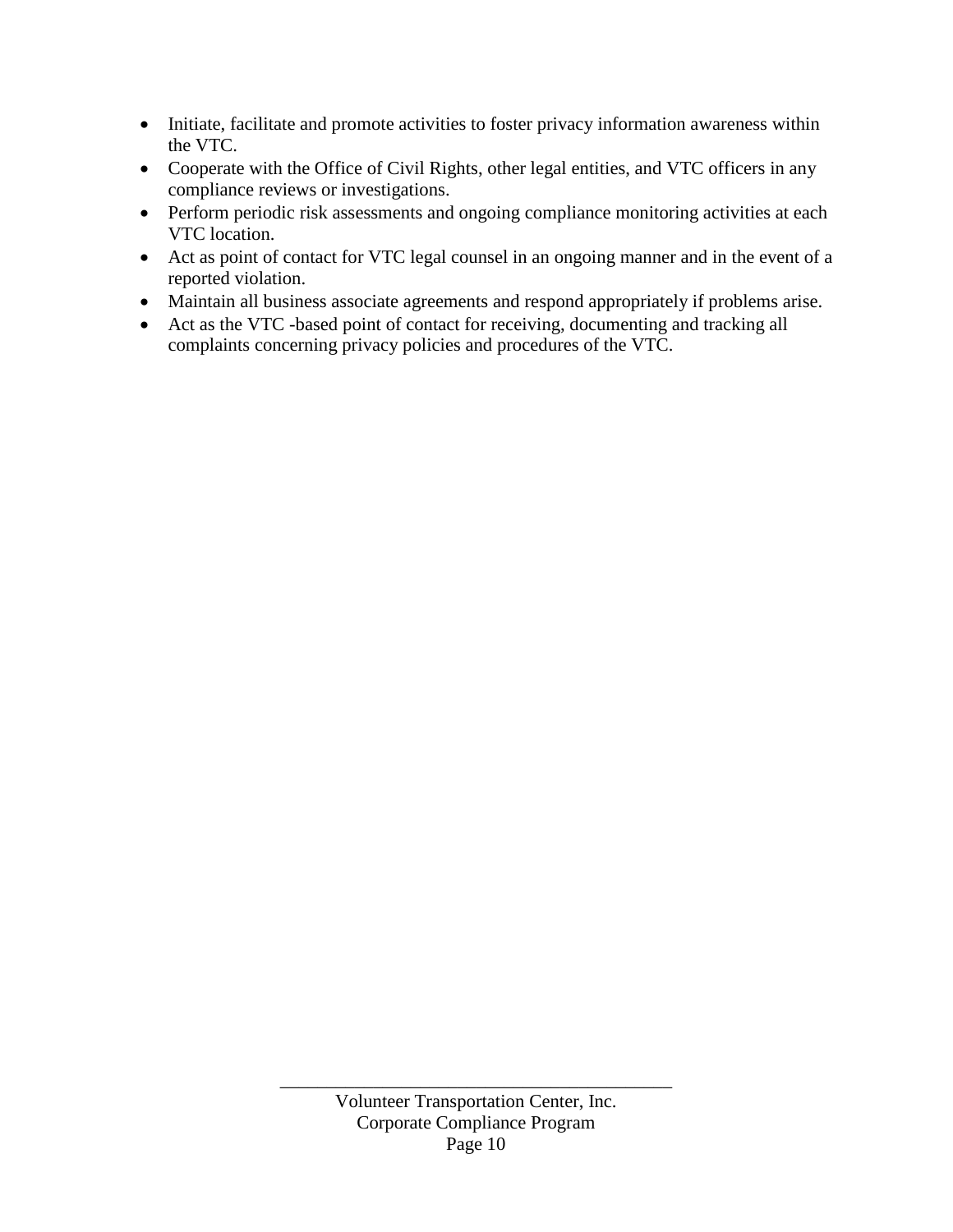- Initiate, facilitate and promote activities to foster privacy information awareness within the VTC.
- Cooperate with the Office of Civil Rights, other legal entities, and VTC officers in any compliance reviews or investigations.
- Perform periodic risk assessments and ongoing compliance monitoring activities at each VTC location.
- Act as point of contact for VTC legal counsel in an ongoing manner and in the event of a reported violation.
- Maintain all business associate agreements and respond appropriately if problems arise.
- Act as the VTC -based point of contact for receiving, documenting and tracking all complaints concerning privacy policies and procedures of the VTC.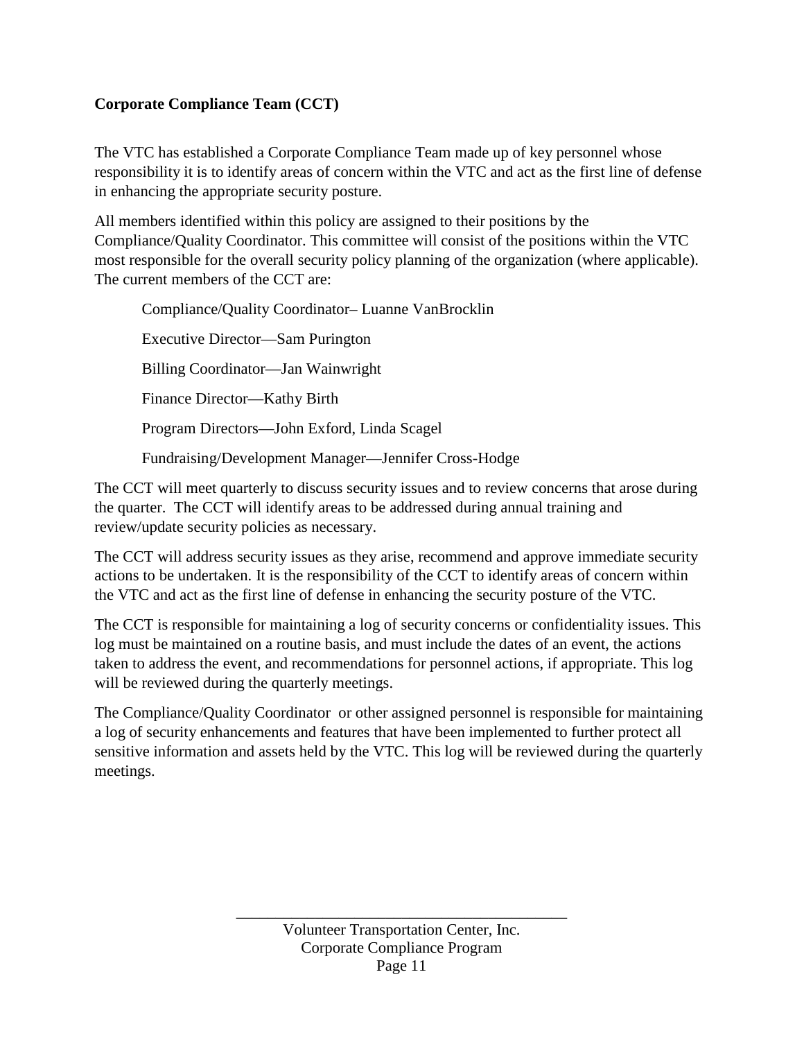**Corporate Compliance Team (CCT)**

The VTC has established a Corporate Compliance Team made up of key personnel whose responsibility it is to identify areas of concern within the VTC and act as the first line of defense in enhancing the appropriate security posture.

All members identified within this policy are assigned to their positions by the Compliance/Quality Coordinator. This committee will consist of the positions within the VTC most responsible for the overall security policy planning of the organization (where applicable). The current members of the CCT are:

Compliance/Quality Coordinator– Luanne VanBrocklin

Executive Director—Sam Purington

Billing Coordinator—Jan Wainwright

Finance Director—Kathy Birth

Program Directors—John Exford, Linda Scagel

Fundraising/Development Manager—Jennifer Cross-Hodge

The CCT will meet quarterly to discuss security issues and to review concerns that arose during the quarter. The CCT will identify areas to be addressed during annual training and review/update security policies as necessary.

The CCT will address security issues as they arise, recommend and approve immediate security actions to be undertaken. It is the responsibility of the CCT to identify areas of concern within the VTC and act as the first line of defense in enhancing the security posture of the VTC.

The CCT is responsible for maintaining a log of security concerns or confidentiality issues. This log must be maintained on a routine basis, and must include the dates of an event, the actions taken to address the event, and recommendations for personnel actions, if appropriate. This log will be reviewed during the quarterly meetings.

The Compliance/Quality Coordinator or other assigned personnel is responsible for maintaining a log of security enhancements and features that have been implemented to further protect all sensitive information and assets held by the VTC. This log will be reviewed during the quarterly meetings.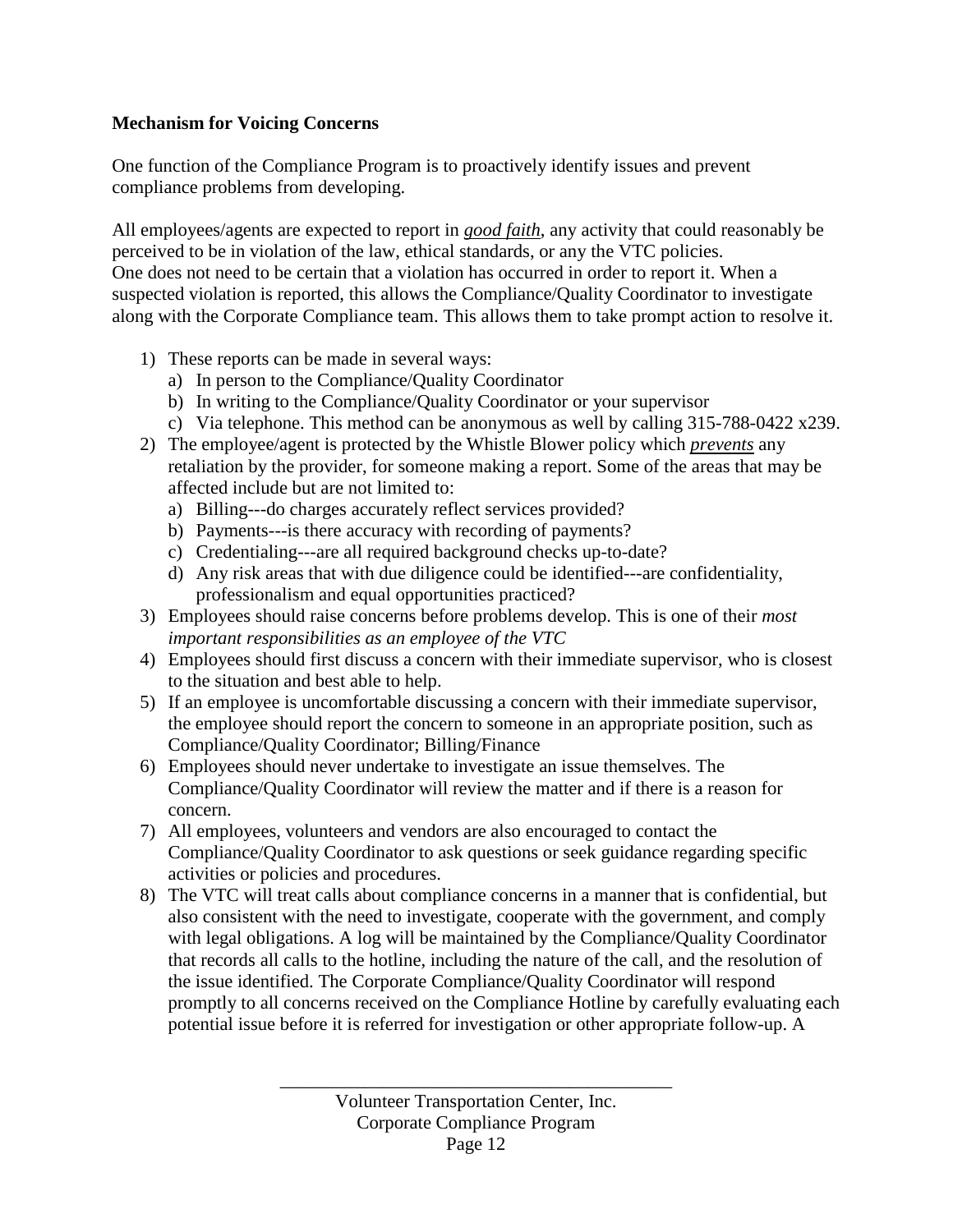**Mechanism for Voicing Concerns**

One function of the Compliance Program is to proactively identify issues and prevent compliance problems from developing.

All employees/agents are expected to report in ***good faith***, any activity that could reasonably be perceived to be in violation of the law, ethical standards, or any the VTC policies. One does not need to be certain that a violation has occurred in order to report it. When a suspected violation is reported, this allows the Compliance/Quality Coordinator to investigate along with the Corporate Compliance team. This allows them to take prompt action to resolve it.

1) These reports can be made in several ways:
   a) In person to the Compliance/Quality Coordinator
   b) In writing to the Compliance/Quality Coordinator or your supervisor
   c) Via telephone. This method can be anonymous as well by calling 315-788-0422 x239.
2) The employee/agent is protected by the Whistle Blower policy which ***prevents*** any retaliation by the provider, for someone making a report. Some of the areas that may be affected include but are not limited to:
   a) Billing---do charges accurately reflect services provided?
   b) Payments---is there accuracy with recording of payments?
   c) Credentialing---are all required background checks up-to-date?
   d) Any risk areas that with due diligence could be identified---are confidentiality, professionalism and equal opportunities practiced?
3) Employees should raise concerns before problems develop. This is one of their *most important responsibilities as an employee of the VTC*
4) Employees should first discuss a concern with their immediate supervisor, who is closest to the situation and best able to help.
5) If an employee is uncomfortable discussing a concern with their immediate supervisor, the employee should report the concern to someone in an appropriate position, such as Compliance/Quality Coordinator; Billing/Finance
6) Employees should never undertake to investigate an issue themselves. The Compliance/Quality Coordinator will review the matter and if there is a reason for concern.
7) All employees, volunteers and vendors are also encouraged to contact the Compliance/Quality Coordinator to ask questions or seek guidance regarding specific activities or policies and procedures.
8) The VTC will treat calls about compliance concerns in a manner that is confidential, but also consistent with the need to investigate, cooperate with the government, and comply with legal obligations. A log will be maintained by the Compliance/Quality Coordinator that records all calls to the hotline, including the nature of the call, and the resolution of the issue identified. The Corporate Compliance/Quality Coordinator will respond promptly to all concerns received on the Compliance Hotline by carefully evaluating each potential issue before it is referred for investigation or other appropriate follow-up. A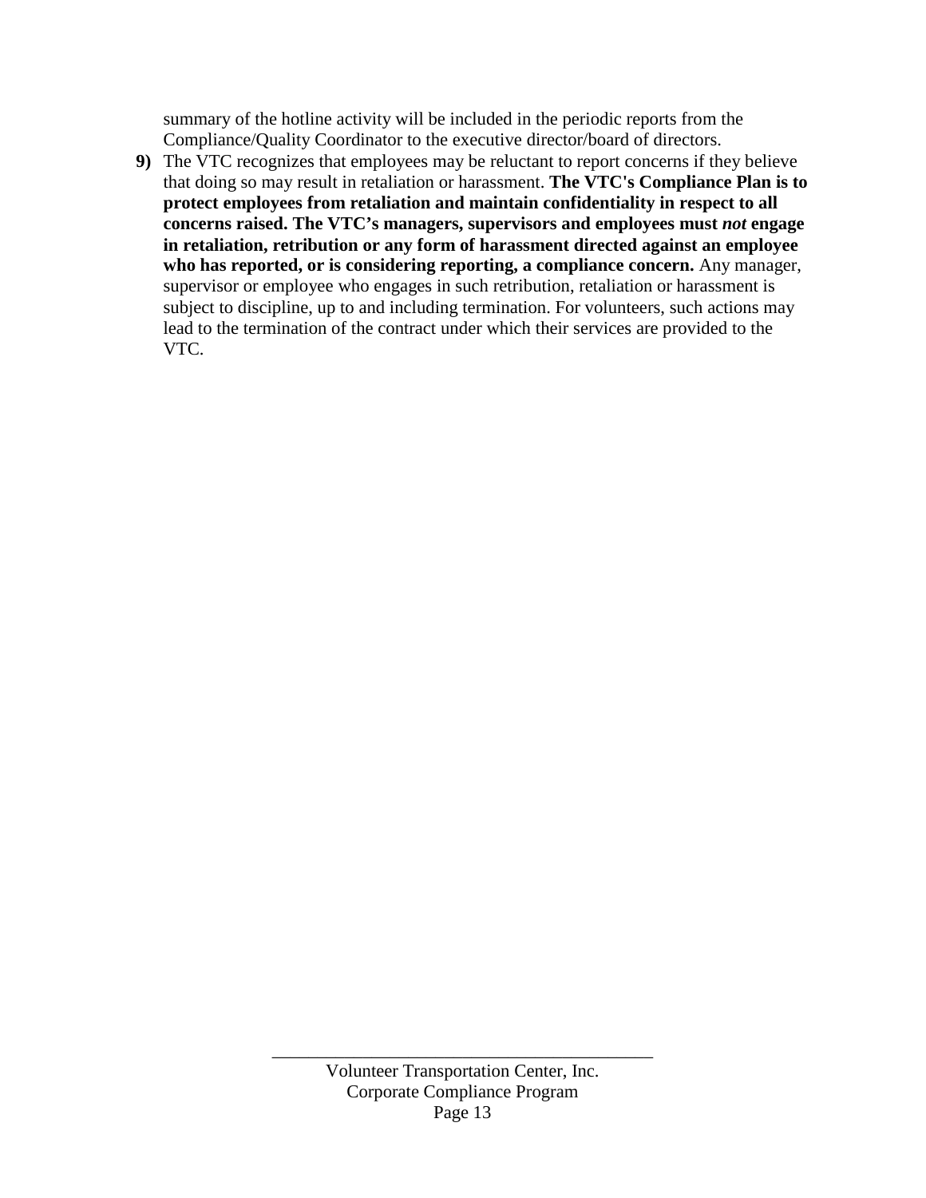summary of the hotline activity will be included in the periodic reports from the Compliance/Quality Coordinator to the executive director/board of directors.

**9)** The VTC recognizes that employees may be reluctant to report concerns if they believe that doing so may result in retaliation or harassment. **The VTC's Compliance Plan is to protect employees from retaliation and maintain confidentiality in respect to all concerns raised. The VTC's managers, supervisors and employees must *not* engage in retaliation, retribution or any form of harassment directed against an employee who has reported, or is considering reporting, a compliance concern.** Any manager, supervisor or employee who engages in such retribution, retaliation or harassment is subject to discipline, up to and including termination. For volunteers, such actions may lead to the termination of the contract under which their services are provided to the VTC.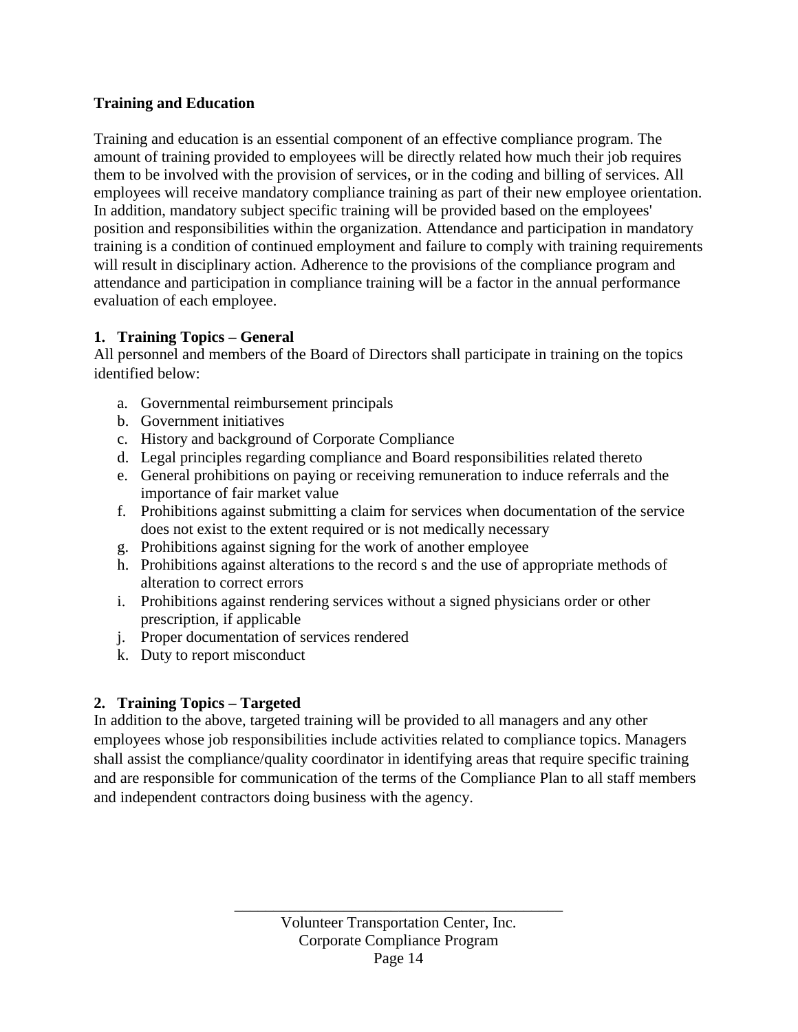**Training and Education**

Training and education is an essential component of an effective compliance program. The amount of training provided to employees will be directly related how much their job requires them to be involved with the provision of services, or in the coding and billing of services. All employees will receive mandatory compliance training as part of their new employee orientation. In addition, mandatory subject specific training will be provided based on the employees' position and responsibilities within the organization. Attendance and participation in mandatory training is a condition of continued employment and failure to comply with training requirements will result in disciplinary action. Adherence to the provisions of the compliance program and attendance and participation in compliance training will be a factor in the annual performance evaluation of each employee.

**1. Training Topics – General**

All personnel and members of the Board of Directors shall participate in training on the topics identified below:

a. Governmental reimbursement principals
b. Government initiatives
c. History and background of Corporate Compliance
d. Legal principles regarding compliance and Board responsibilities related thereto
e. General prohibitions on paying or receiving remuneration to induce referrals and the importance of fair market value
f. Prohibitions against submitting a claim for services when documentation of the service does not exist to the extent required or is not medically necessary
g. Prohibitions against signing for the work of another employee
h. Prohibitions against alterations to the record s and the use of appropriate methods of alteration to correct errors
i. Prohibitions against rendering services without a signed physicians order or other prescription, if applicable
j. Proper documentation of services rendered
k. Duty to report misconduct

**2. Training Topics – Targeted**

In addition to the above, targeted training will be provided to all managers and any other employees whose job responsibilities include activities related to compliance topics. Managers shall assist the compliance/quality coordinator in identifying areas that require specific training and are responsible for communication of the terms of the Compliance Plan to all staff members and independent contractors doing business with the agency.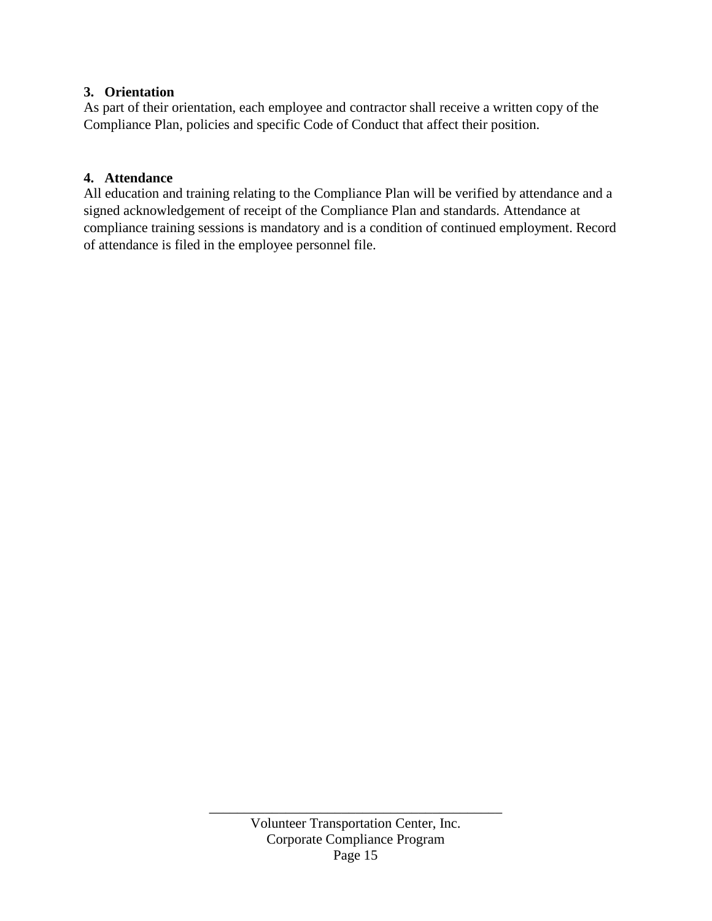**3. Orientation**

As part of their orientation, each employee and contractor shall receive a written copy of the Compliance Plan, policies and specific Code of Conduct that affect their position.

**4. Attendance**

All education and training relating to the Compliance Plan will be verified by attendance and a signed acknowledgement of receipt of the Compliance Plan and standards. Attendance at compliance training sessions is mandatory and is a condition of continued employment. Record of attendance is filed in the employee personnel file.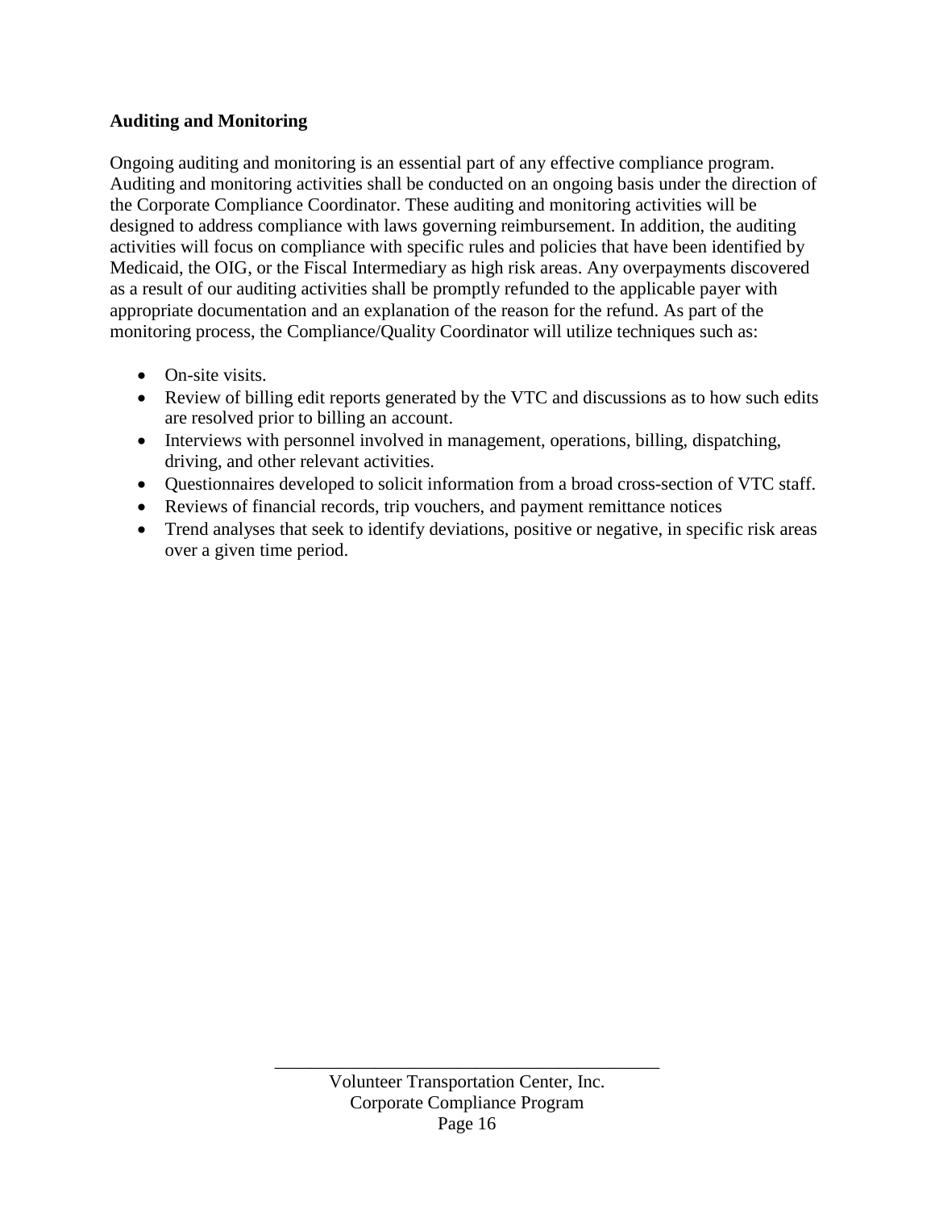**Auditing and Monitoring**

Ongoing auditing and monitoring is an essential part of any effective compliance program. Auditing and monitoring activities shall be conducted on an ongoing basis under the direction of the Corporate Compliance Coordinator. These auditing and monitoring activities will be designed to address compliance with laws governing reimbursement. In addition, the auditing activities will focus on compliance with specific rules and policies that have been identified by Medicaid, the OIG, or the Fiscal Intermediary as high risk areas. Any overpayments discovered as a result of our auditing activities shall be promptly refunded to the applicable payer with appropriate documentation and an explanation of the reason for the refund. As part of the monitoring process, the Compliance/Quality Coordinator will utilize techniques such as:

- On-site visits.
- Review of billing edit reports generated by the VTC and discussions as to how such edits are resolved prior to billing an account.
- Interviews with personnel involved in management, operations, billing, dispatching, driving, and other relevant activities.
- Questionnaires developed to solicit information from a broad cross-section of VTC staff.
- Reviews of financial records, trip vouchers, and payment remittance notices
- Trend analyses that seek to identify deviations, positive or negative, in specific risk areas over a given time period.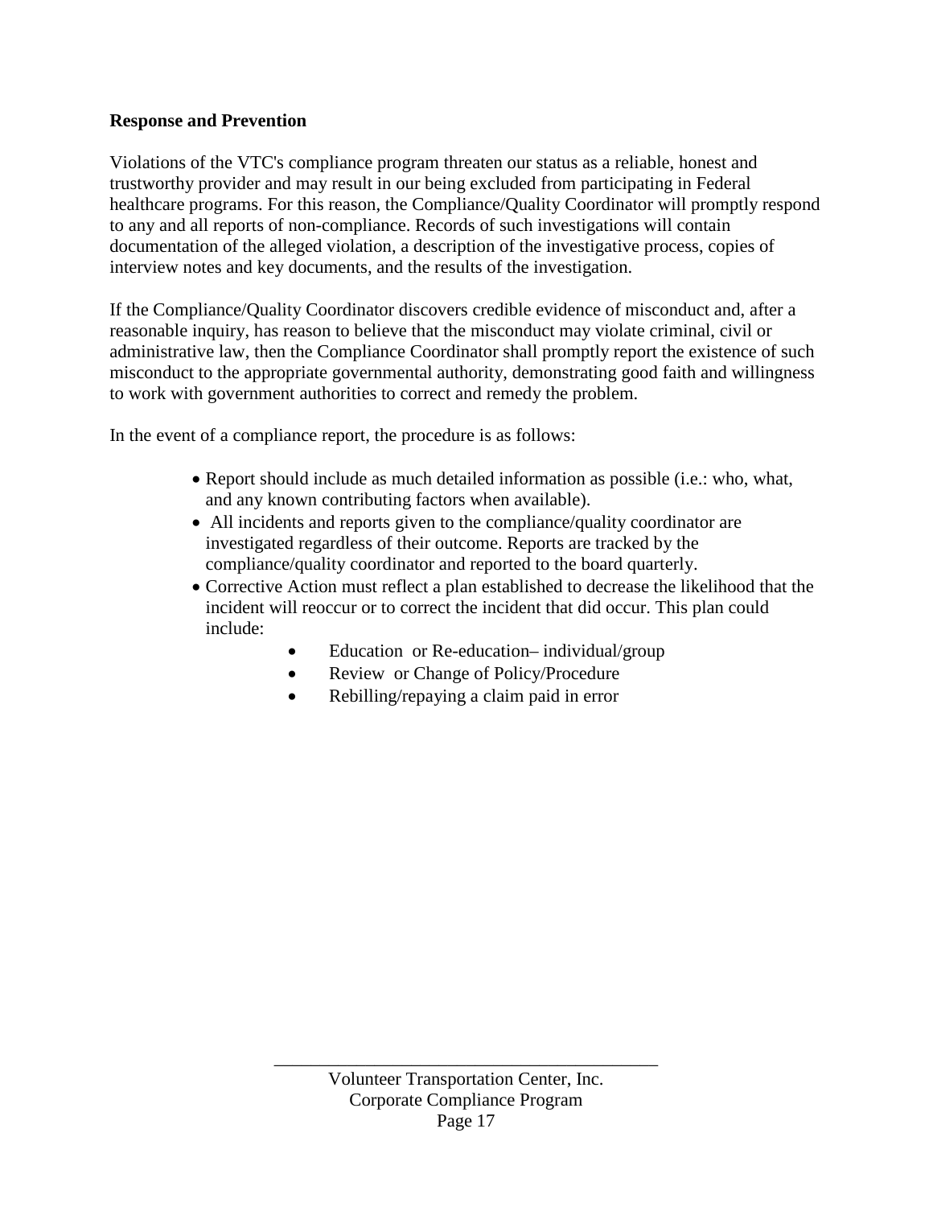**Response and Prevention**

Violations of the VTC's compliance program threaten our status as a reliable, honest and trustworthy provider and may result in our being excluded from participating in Federal healthcare programs. For this reason, the Compliance/Quality Coordinator will promptly respond to any and all reports of non-compliance. Records of such investigations will contain documentation of the alleged violation, a description of the investigative process, copies of interview notes and key documents, and the results of the investigation.

If the Compliance/Quality Coordinator discovers credible evidence of misconduct and, after a reasonable inquiry, has reason to believe that the misconduct may violate criminal, civil or administrative law, then the Compliance Coordinator shall promptly report the existence of such misconduct to the appropriate governmental authority, demonstrating good faith and willingness to work with government authorities to correct and remedy the problem.

In the event of a compliance report, the procedure is as follows:

- Report should include as much detailed information as possible (i.e.: who, what, and any known contributing factors when available).
- All incidents and reports given to the compliance/quality coordinator are investigated regardless of their outcome. Reports are tracked by the compliance/quality coordinator and reported to the board quarterly.
- Corrective Action must reflect a plan established to decrease the likelihood that the incident will reoccur or to correct the incident that did occur. This plan could include:
  - Education or Re-education– individual/group
  - Review or Change of Policy/Procedure
  - Rebilling/repaying a claim paid in error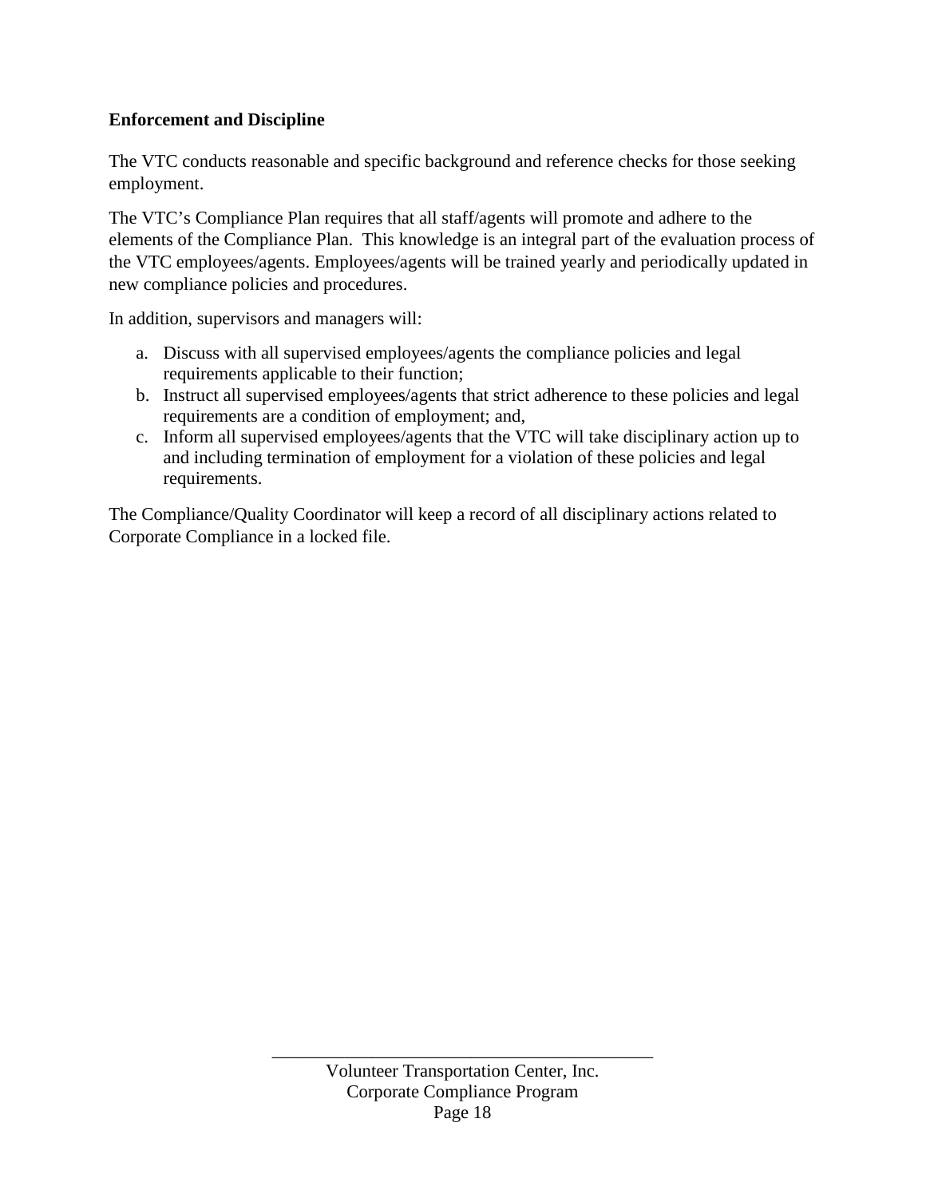**Enforcement and Discipline**

The VTC conducts reasonable and specific background and reference checks for those seeking employment.

The VTC's Compliance Plan requires that all staff/agents will promote and adhere to the elements of the Compliance Plan. This knowledge is an integral part of the evaluation process of the VTC employees/agents. Employees/agents will be trained yearly and periodically updated in new compliance policies and procedures.

In addition, supervisors and managers will:

a. Discuss with all supervised employees/agents the compliance policies and legal requirements applicable to their function;
b. Instruct all supervised employees/agents that strict adherence to these policies and legal requirements are a condition of employment; and,
c. Inform all supervised employees/agents that the VTC will take disciplinary action up to and including termination of employment for a violation of these policies and legal requirements.

The Compliance/Quality Coordinator will keep a record of all disciplinary actions related to Corporate Compliance in a locked file.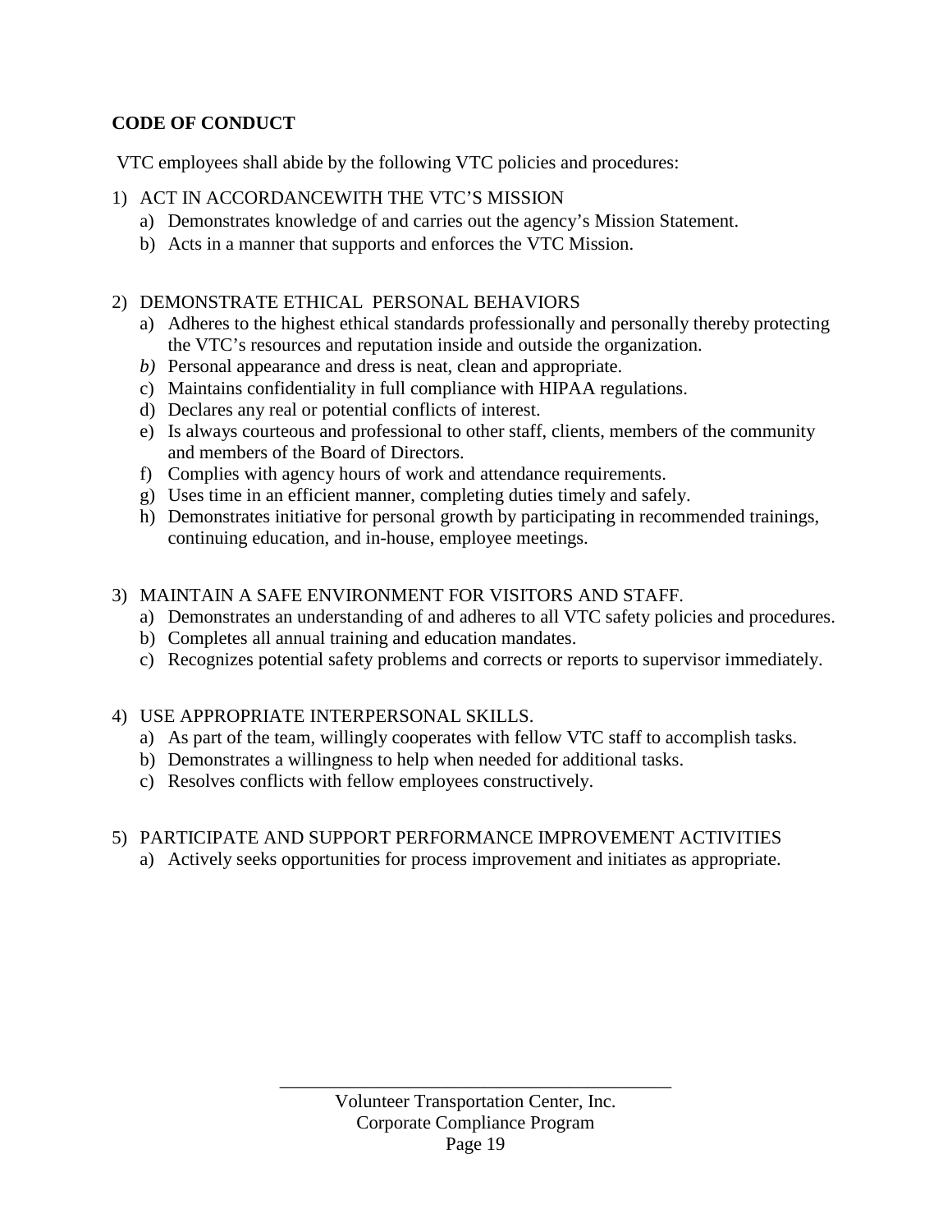**CODE OF CONDUCT**

VTC employees shall abide by the following VTC policies and procedures:

1) ACT IN ACCORDANCEWITH THE VTC'S MISSION
   a) Demonstrates knowledge of and carries out the agency's Mission Statement.
   b) Acts in a manner that supports and enforces the VTC Mission.

2) DEMONSTRATE ETHICAL PERSONAL BEHAVIORS
   a) Adheres to the highest ethical standards professionally and personally thereby protecting the VTC's resources and reputation inside and outside the organization.
   *b)* Personal appearance and dress is neat, clean and appropriate.
   c) Maintains confidentiality in full compliance with HIPAA regulations.
   d) Declares any real or potential conflicts of interest.
   e) Is always courteous and professional to other staff, clients, members of the community and members of the Board of Directors.
   f) Complies with agency hours of work and attendance requirements.
   g) Uses time in an efficient manner, completing duties timely and safely.
   h) Demonstrates initiative for personal growth by participating in recommended trainings, continuing education, and in-house, employee meetings.

3) MAINTAIN A SAFE ENVIRONMENT FOR VISITORS AND STAFF.
   a) Demonstrates an understanding of and adheres to all VTC safety policies and procedures.
   b) Completes all annual training and education mandates.
   c) Recognizes potential safety problems and corrects or reports to supervisor immediately.

4) USE APPROPRIATE INTERPERSONAL SKILLS.
   a) As part of the team, willingly cooperates with fellow VTC staff to accomplish tasks.
   b) Demonstrates a willingness to help when needed for additional tasks.
   c) Resolves conflicts with fellow employees constructively.

5) PARTICIPATE AND SUPPORT PERFORMANCE IMPROVEMENT ACTIVITIES
   a) Actively seeks opportunities for process improvement and initiates as appropriate.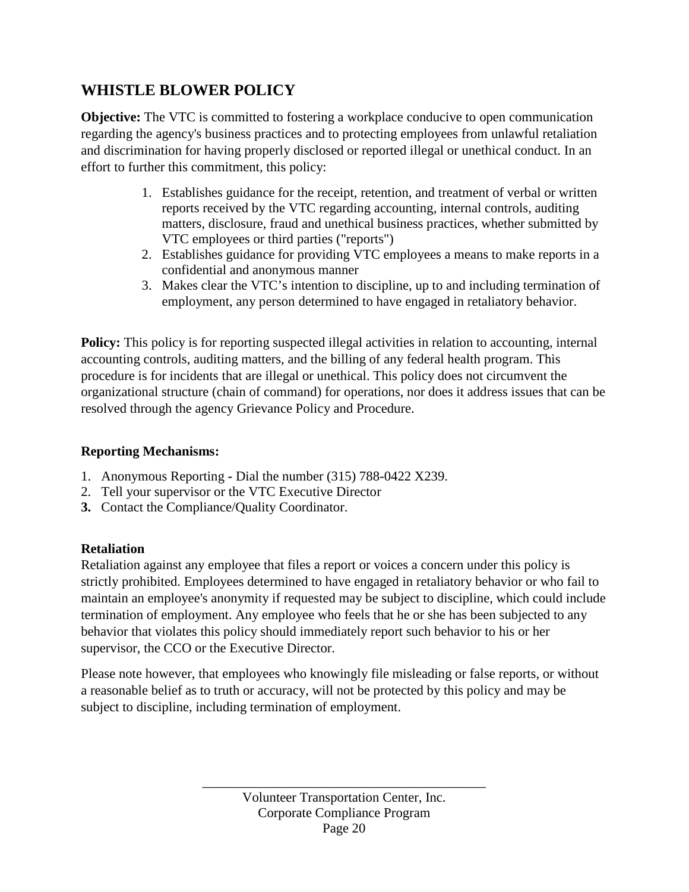## WHISTLE BLOWER POLICY

**Objective:** The VTC is committed to fostering a workplace conducive to open communication regarding the agency's business practices and to protecting employees from unlawful retaliation and discrimination for having properly disclosed or reported illegal or unethical conduct. In an effort to further this commitment, this policy:

1. Establishes guidance for the receipt, retention, and treatment of verbal or written reports received by the VTC regarding accounting, internal controls, auditing matters, disclosure, fraud and unethical business practices, whether submitted by VTC employees or third parties ("reports")
2. Establishes guidance for providing VTC employees a means to make reports in a confidential and anonymous manner
3. Makes clear the VTC's intention to discipline, up to and including termination of employment, any person determined to have engaged in retaliatory behavior.

**Policy:** This policy is for reporting suspected illegal activities in relation to accounting, internal accounting controls, auditing matters, and the billing of any federal health program. This procedure is for incidents that are illegal or unethical. This policy does not circumvent the organizational structure (chain of command) for operations, nor does it address issues that can be resolved through the agency Grievance Policy and Procedure.

### Reporting Mechanisms:

1. Anonymous Reporting **-** Dial the number (315) 788-0422 X239.
2. Tell your supervisor or the VTC Executive Director
3. Contact the Compliance/Quality Coordinator.

### Retaliation

Retaliation against any employee that files a report or voices a concern under this policy is strictly prohibited. Employees determined to have engaged in retaliatory behavior or who fail to maintain an employee's anonymity if requested may be subject to discipline, which could include termination of employment. Any employee who feels that he or she has been subjected to any behavior that violates this policy should immediately report such behavior to his or her supervisor, the CCO or the Executive Director.

Please note however, that employees who knowingly file misleading or false reports, or without a reasonable belief as to truth or accuracy, will not be protected by this policy and may be subject to discipline, including termination of employment.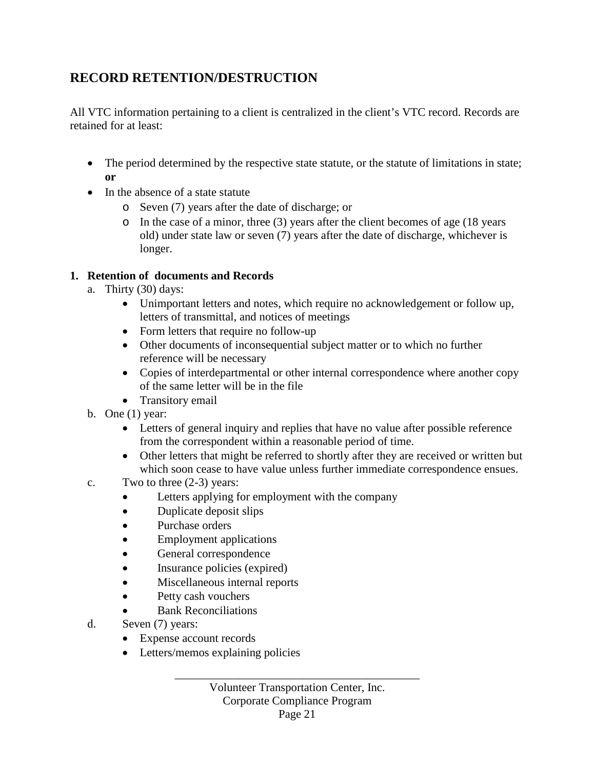## RECORD RETENTION/DESTRUCTION

All VTC information pertaining to a client is centralized in the client's VTC record. Records are retained for at least:

- The period determined by the respective state statute, or the statute of limitations in state; **or**
- In the absence of a state statute
  - Seven (7) years after the date of discharge; or
  - In the case of a minor, three (3) years after the client becomes of age (18 years old) under state law or seven (7) years after the date of discharge, whichever is longer.

**1. Retention of documents and Records**

a. Thirty (30) days:
   - Unimportant letters and notes, which require no acknowledgement or follow up, letters of transmittal, and notices of meetings
   - Form letters that require no follow-up
   - Other documents of inconsequential subject matter or to which no further reference will be necessary
   - Copies of interdepartmental or other internal correspondence where another copy of the same letter will be in the file
   - Transitory email

b. One (1) year:
   - Letters of general inquiry and replies that have no value after possible reference from the correspondent within a reasonable period of time.
   - Other letters that might be referred to shortly after they are received or written but which soon cease to have value unless further immediate correspondence ensues.

c. Two to three (2-3) years:
   - Letters applying for employment with the company
   - Duplicate deposit slips
   - Purchase orders
   - Employment applications
   - General correspondence
   - Insurance policies (expired)
   - Miscellaneous internal reports
   - Petty cash vouchers
   - Bank Reconciliations

d. Seven (7) years:
   - Expense account records
   - Letters/memos explaining policies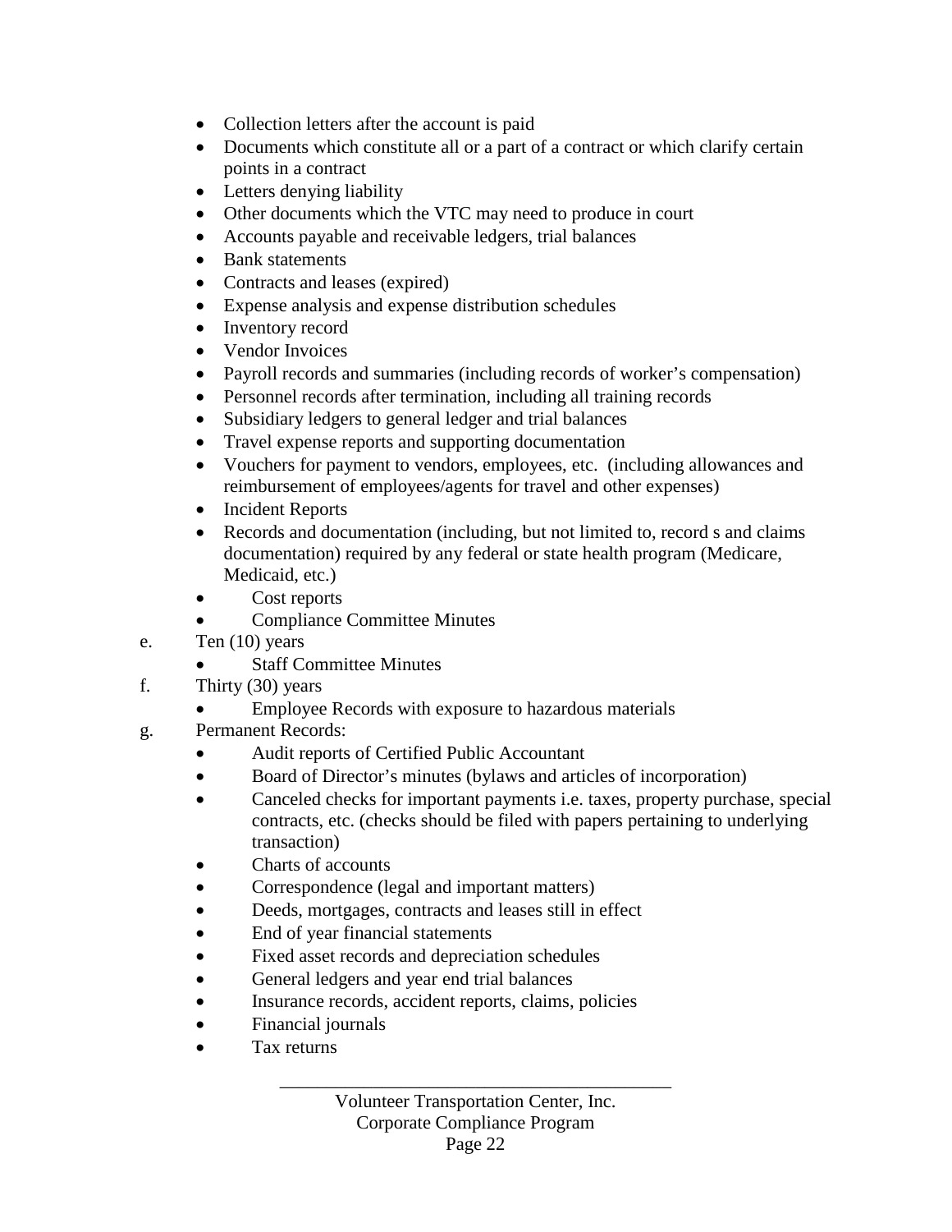- Collection letters after the account is paid
- Documents which constitute all or a part of a contract or which clarify certain points in a contract
- Letters denying liability
- Other documents which the VTC may need to produce in court
- Accounts payable and receivable ledgers, trial balances
- Bank statements
- Contracts and leases (expired)
- Expense analysis and expense distribution schedules
- Inventory record
- Vendor Invoices
- Payroll records and summaries (including records of worker's compensation)
- Personnel records after termination, including all training records
- Subsidiary ledgers to general ledger and trial balances
- Travel expense reports and supporting documentation
- Vouchers for payment to vendors, employees, etc. (including allowances and reimbursement of employees/agents for travel and other expenses)
- Incident Reports
- Records and documentation (including, but not limited to, record s and claims documentation) required by any federal or state health program (Medicare, Medicaid, etc.)
- Cost reports
- Compliance Committee Minutes

e. Ten (10) years
   - Staff Committee Minutes

f. Thirty (30) years
   - Employee Records with exposure to hazardous materials

g. Permanent Records:
   - Audit reports of Certified Public Accountant
   - Board of Director's minutes (bylaws and articles of incorporation)
   - Canceled checks for important payments i.e. taxes, property purchase, special contracts, etc. (checks should be filed with papers pertaining to underlying transaction)
   - Charts of accounts
   - Correspondence (legal and important matters)
   - Deeds, mortgages, contracts and leases still in effect
   - End of year financial statements
   - Fixed asset records and depreciation schedules
   - General ledgers and year end trial balances
   - Insurance records, accident reports, claims, policies
   - Financial journals
   - Tax returns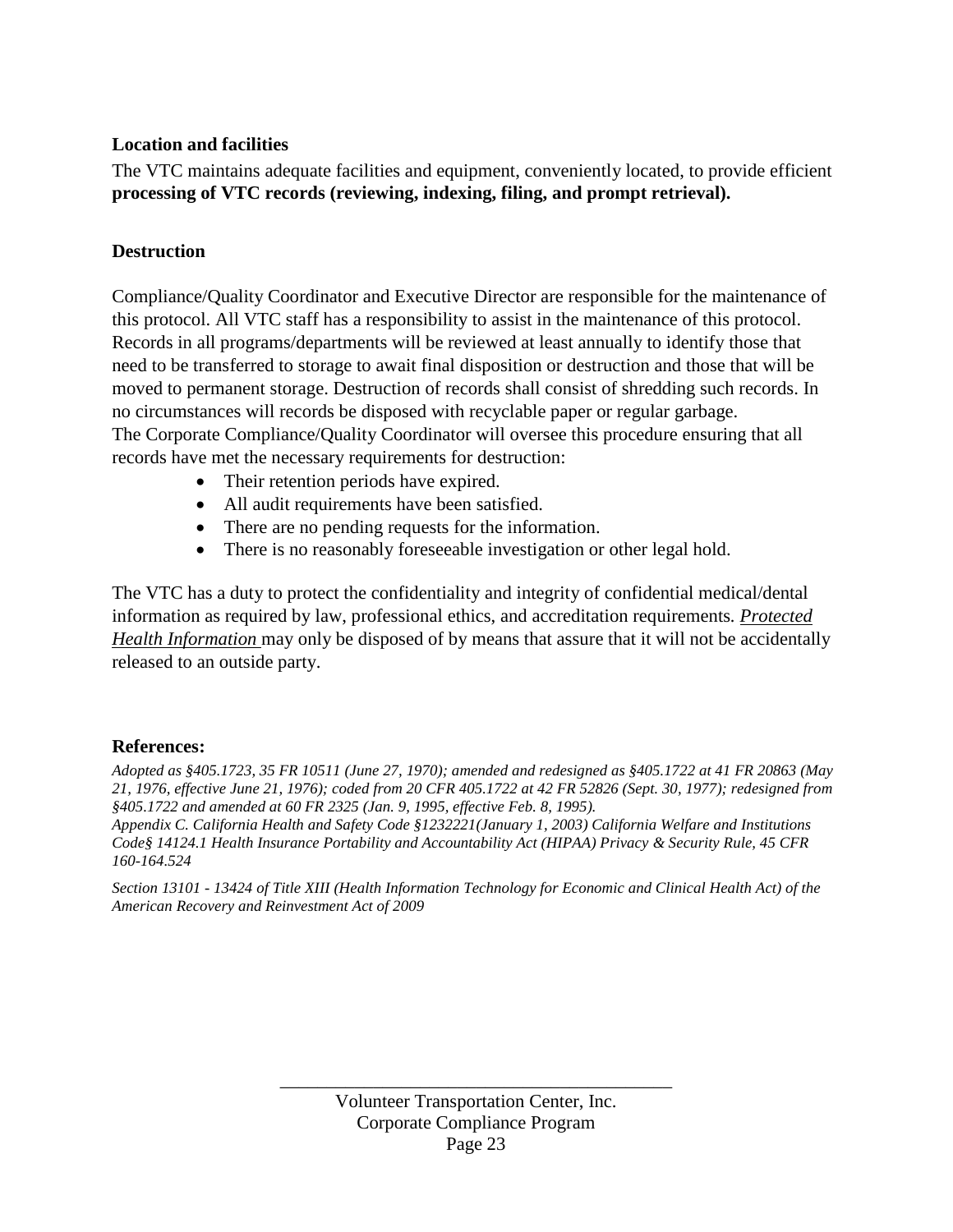**Location and facilities**

The VTC maintains adequate facilities and equipment, conveniently located, to provide efficient **processing of VTC records (reviewing, indexing, filing, and prompt retrieval).**

**Destruction**

Compliance/Quality Coordinator and Executive Director are responsible for the maintenance of this protocol. All VTC staff has a responsibility to assist in the maintenance of this protocol. Records in all programs/departments will be reviewed at least annually to identify those that need to be transferred to storage to await final disposition or destruction and those that will be moved to permanent storage. Destruction of records shall consist of shredding such records. In no circumstances will records be disposed with recyclable paper or regular garbage.
The Corporate Compliance/Quality Coordinator will oversee this procedure ensuring that all records have met the necessary requirements for destruction:

- Their retention periods have expired.
- All audit requirements have been satisfied.
- There are no pending requests for the information.
- There is no reasonably foreseeable investigation or other legal hold.

The VTC has a duty to protect the confidentiality and integrity of confidential medical/dental information as required by law, professional ethics, and accreditation requirements. *Protected Health Information* may only be disposed of by means that assure that it will not be accidentally released to an outside party.

**References:**

*Adopted as §405.1723, 35 FR 10511 (June 27, 1970); amended and redesigned as §405.1722 at 41 FR 20863 (May 21, 1976, effective June 21, 1976); coded from 20 CFR 405.1722 at 42 FR 52826 (Sept. 30, 1977); redesigned from §405.1722 and amended at 60 FR 2325 (Jan. 9, 1995, effective Feb. 8, 1995).*
*Appendix C. California Health and Safety Code §1232221(January 1, 2003) California Welfare and Institutions Code§ 14124.1 Health Insurance Portability and Accountability Act (HIPAA) Privacy & Security Rule, 45 CFR 160-164.524*

*Section 13101 - 13424 of Title XIII (Health Information Technology for Economic and Clinical Health Act) of the American Recovery and Reinvestment Act of 2009*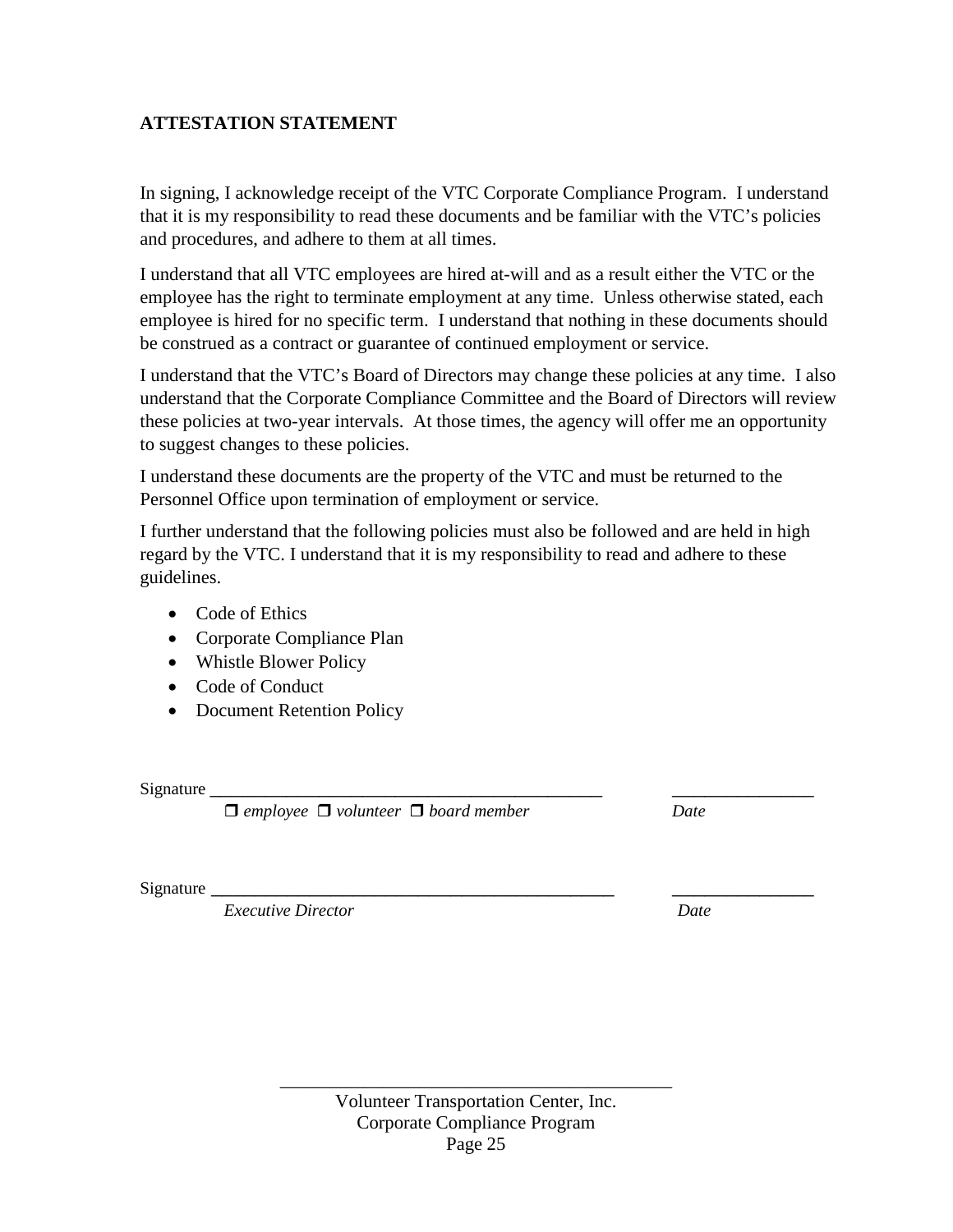**ATTESTATION STATEMENT**

In signing, I acknowledge receipt of the VTC Corporate Compliance Program. I understand that it is my responsibility to read these documents and be familiar with the VTC's policies and procedures, and adhere to them at all times.

I understand that all VTC employees are hired at-will and as a result either the VTC or the employee has the right to terminate employment at any time. Unless otherwise stated, each employee is hired for no specific term. I understand that nothing in these documents should be construed as a contract or guarantee of continued employment or service.

I understand that the VTC's Board of Directors may change these policies at any time. I also understand that the Corporate Compliance Committee and the Board of Directors will review these policies at two-year intervals. At those times, the agency will offer me an opportunity to suggest changes to these policies.

I understand these documents are the property of the VTC and must be returned to the Personnel Office upon termination of employment or service.

I further understand that the following policies must also be followed and are held in high regard by the VTC. I understand that it is my responsibility to read and adhere to these guidelines.

- Code of Ethics
- Corporate Compliance Plan
- Whistle Blower Policy
- Code of Conduct
- Document Retention Policy

Signature _____________________________________________ ________________

❒ *employee* ❒ *volunteer* ❒ *board member* *Date*

Signature _____________________________________________ ________________

*Executive Director* *Date*